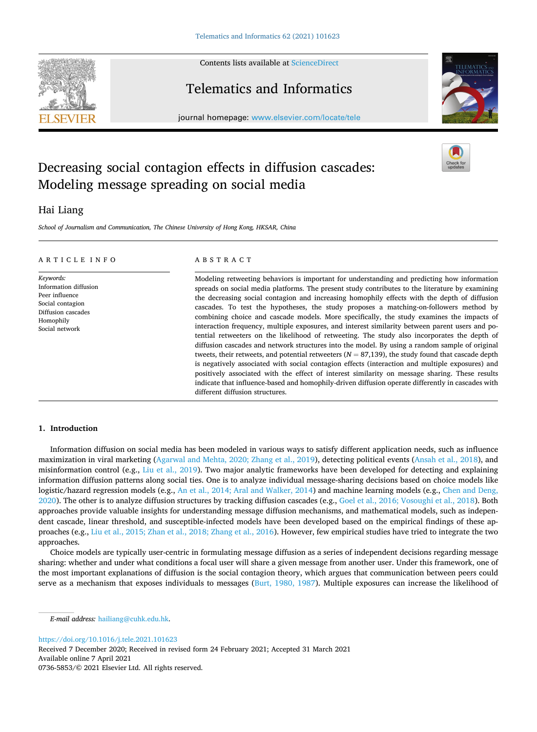Contents lists available at ScienceDirect

# Telematics and Informatics

journal homepage: www.elsevier.com/locate/tele

# Decreasing social contagion effects in diffusion cascades: Modeling message spreading on social media

Hai Liang

*School of Journalism and Communication, The Chinese University of Hong Kong, HKSAR, China*

## ARTICLE INFO

*Keywords:*
Information diffusion
Peer influence
Social contagion
Diffusion cascades
Homophily
Social network

## ABSTRACT

Modeling retweeting behaviors is important for understanding and predicting how information spreads on social media platforms. The present study contributes to the literature by examining the decreasing social contagion and increasing homophily effects with the depth of diffusion cascades. To test the hypotheses, the study proposes a matching-on-followers method by combining choice and cascade models. More specifically, the study examines the impacts of interaction frequency, multiple exposures, and interest similarity between parent users and potential retweeters on the likelihood of retweeting. The study also incorporates the depth of diffusion cascades and network structures into the model. By using a random sample of original tweets, their retweets, and potential retweeters ($N = 87{,}139$), the study found that cascade depth is negatively associated with social contagion effects (interaction and multiple exposures) and positively associated with the effect of interest similarity on message sharing. These results indicate that influence-based and homophily-driven diffusion operate differently in cascades with different diffusion structures.

## 1. Introduction

Information diffusion on social media has been modeled in various ways to satisfy different application needs, such as influence maximization in viral marketing (Agarwal and Mehta, 2020; Zhang et al., 2019), detecting political events (Ansah et al., 2018), and misinformation control (e.g., Liu et al., 2019). Two major analytic frameworks have been developed for detecting and explaining information diffusion patterns along social ties. One is to analyze individual message-sharing decisions based on choice models like logistic/hazard regression models (e.g., An et al., 2014; Aral and Walker, 2014) and machine learning models (e.g., Chen and Deng, 2020). The other is to analyze diffusion structures by tracking diffusion cascades (e.g., Goel et al., 2016; Vosoughi et al., 2018). Both approaches provide valuable insights for understanding message diffusion mechanisms, and mathematical models, such as independent cascade, linear threshold, and susceptible-infected models have been developed based on the empirical findings of these approaches (e.g., Liu et al., 2015; Zhan et al., 2018; Zhang et al., 2016). However, few empirical studies have tried to integrate the two approaches.

Choice models are typically user-centric in formulating message diffusion as a series of independent decisions regarding message sharing: whether and under what conditions a focal user will share a given message from another user. Under this framework, one of the most important explanations of diffusion is the social contagion theory, which argues that communication between peers could serve as a mechanism that exposes individuals to messages (Burt, 1980, 1987). Multiple exposures can increase the likelihood of

*E-mail address:* hailiang@cuhk.edu.hk.

https://doi.org/10.1016/j.tele.2021.101623
Received 7 December 2020; Received in revised form 24 February 2021; Accepted 31 March 2021
Available online 7 April 2021
0736-5853/© 2021 Elsevier Ltd. All rights reserved.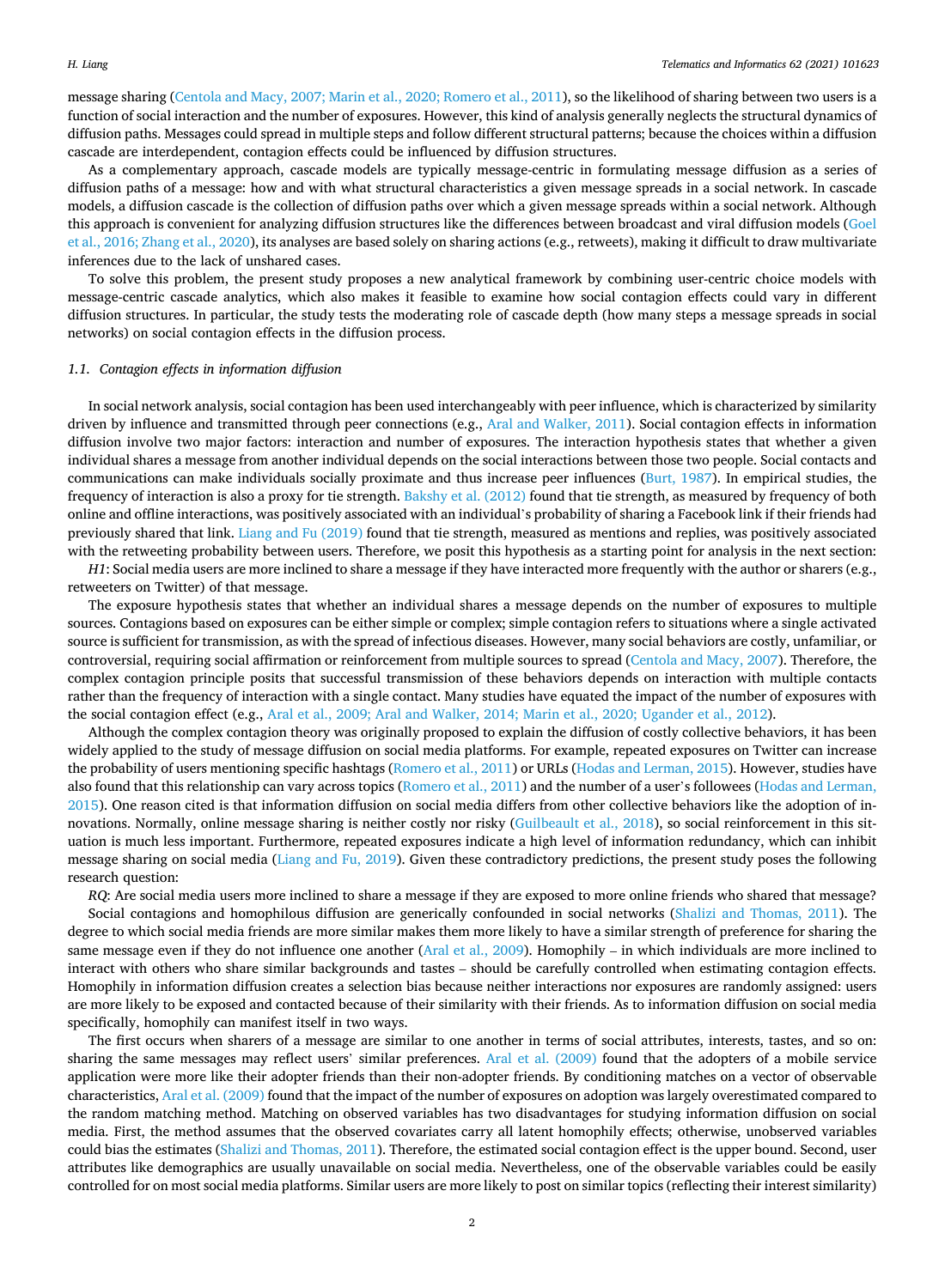message sharing (Centola and Macy, 2007; Marin et al., 2020; Romero et al., 2011), so the likelihood of sharing between two users is a function of social interaction and the number of exposures. However, this kind of analysis generally neglects the structural dynamics of diffusion paths. Messages could spread in multiple steps and follow different structural patterns; because the choices within a diffusion cascade are interdependent, contagion effects could be influenced by diffusion structures.

As a complementary approach, cascade models are typically message-centric in formulating message diffusion as a series of diffusion paths of a message: how and with what structural characteristics a given message spreads in a social network. In cascade models, a diffusion cascade is the collection of diffusion paths over which a given message spreads within a social network. Although this approach is convenient for analyzing diffusion structures like the differences between broadcast and viral diffusion models (Goel et al., 2016; Zhang et al., 2020), its analyses are based solely on sharing actions (e.g., retweets), making it difficult to draw multivariate inferences due to the lack of unshared cases.

To solve this problem, the present study proposes a new analytical framework by combining user-centric choice models with message-centric cascade analytics, which also makes it feasible to examine how social contagion effects could vary in different diffusion structures. In particular, the study tests the moderating role of cascade depth (how many steps a message spreads in social networks) on social contagion effects in the diffusion process.

### 1.1. Contagion effects in information diffusion

In social network analysis, social contagion has been used interchangeably with peer influence, which is characterized by similarity driven by influence and transmitted through peer connections (e.g., Aral and Walker, 2011). Social contagion effects in information diffusion involve two major factors: interaction and number of exposures. The interaction hypothesis states that whether a given individual shares a message from another individual depends on the social interactions between those two people. Social contacts and communications can make individuals socially proximate and thus increase peer influences (Burt, 1987). In empirical studies, the frequency of interaction is also a proxy for tie strength. Bakshy et al. (2012) found that tie strength, as measured by frequency of both online and offline interactions, was positively associated with an individual's probability of sharing a Facebook link if their friends had previously shared that link. Liang and Fu (2019) found that tie strength, measured as mentions and replies, was positively associated with the retweeting probability between users. Therefore, we posit this hypothesis as a starting point for analysis in the next section:

*H1*: Social media users are more inclined to share a message if they have interacted more frequently with the author or sharers (e.g., retweeters on Twitter) of that message.

The exposure hypothesis states that whether an individual shares a message depends on the number of exposures to multiple sources. Contagions based on exposures can be either simple or complex; simple contagion refers to situations where a single activated source is sufficient for transmission, as with the spread of infectious diseases. However, many social behaviors are costly, unfamiliar, or controversial, requiring social affirmation or reinforcement from multiple sources to spread (Centola and Macy, 2007). Therefore, the complex contagion principle posits that successful transmission of these behaviors depends on interaction with multiple contacts rather than the frequency of interaction with a single contact. Many studies have equated the impact of the number of exposures with the social contagion effect (e.g., Aral et al., 2009; Aral and Walker, 2014; Marin et al., 2020; Ugander et al., 2012).

Although the complex contagion theory was originally proposed to explain the diffusion of costly collective behaviors, it has been widely applied to the study of message diffusion on social media platforms. For example, repeated exposures on Twitter can increase the probability of users mentioning specific hashtags (Romero et al., 2011) or URLs (Hodas and Lerman, 2015). However, studies have also found that this relationship can vary across topics (Romero et al., 2011) and the number of a user's followees (Hodas and Lerman, 2015). One reason cited is that information diffusion on social media differs from other collective behaviors like the adoption of innovations. Normally, online message sharing is neither costly nor risky (Guilbeault et al., 2018), so social reinforcement in this situation is much less important. Furthermore, repeated exposures indicate a high level of information redundancy, which can inhibit message sharing on social media (Liang and Fu, 2019). Given these contradictory predictions, the present study poses the following research question:

*RQ*: Are social media users more inclined to share a message if they are exposed to more online friends who shared that message?

Social contagions and homophilous diffusion are generically confounded in social networks (Shalizi and Thomas, 2011). The degree to which social media friends are more similar makes them more likely to have a similar strength of preference for sharing the same message even if they do not influence one another (Aral et al., 2009). Homophily – in which individuals are more inclined to interact with others who share similar backgrounds and tastes – should be carefully controlled when estimating contagion effects. Homophily in information diffusion creates a selection bias because neither interactions nor exposures are randomly assigned: users are more likely to be exposed and contacted because of their similarity with their friends. As to information diffusion on social media specifically, homophily can manifest itself in two ways.

The first occurs when sharers of a message are similar to one another in terms of social attributes, interests, tastes, and so on: sharing the same messages may reflect users' similar preferences. Aral et al. (2009) found that the adopters of a mobile service application were more like their adopter friends than their non-adopter friends. By conditioning matches on a vector of observable characteristics, Aral et al. (2009) found that the impact of the number of exposures on adoption was largely overestimated compared to the random matching method. Matching on observed variables has two disadvantages for studying information diffusion on social media. First, the method assumes that the observed covariates carry all latent homophily effects; otherwise, unobserved variables could bias the estimates (Shalizi and Thomas, 2011). Therefore, the estimated social contagion effect is the upper bound. Second, user attributes like demographics are usually unavailable on social media. Nevertheless, one of the observable variables could be easily controlled for on most social media platforms. Similar users are more likely to post on similar topics (reflecting their interest similarity)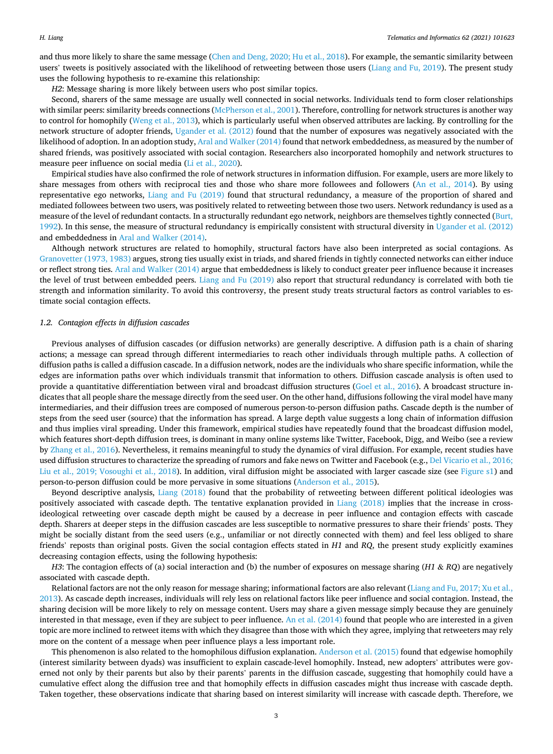and thus more likely to share the same message (Chen and Deng, 2020; Hu et al., 2018). For example, the semantic similarity between users' tweets is positively associated with the likelihood of retweeting between those users (Liang and Fu, 2019). The present study uses the following hypothesis to re-examine this relationship:

*H2*: Message sharing is more likely between users who post similar topics.

Second, sharers of the same message are usually well connected in social networks. Individuals tend to form closer relationships with similar peers: similarity breeds connections (McPherson et al., 2001). Therefore, controlling for network structures is another way to control for homophily (Weng et al., 2013), which is particularly useful when observed attributes are lacking. By controlling for the network structure of adopter friends, Ugander et al. (2012) found that the number of exposures was negatively associated with the likelihood of adoption. In an adoption study, Aral and Walker (2014) found that network embeddedness, as measured by the number of shared friends, was positively associated with social contagion. Researchers also incorporated homophily and network structures to measure peer influence on social media (Li et al., 2020).

Empirical studies have also confirmed the role of network structures in information diffusion. For example, users are more likely to share messages from others with reciprocal ties and those who share more followees and followers (An et al., 2014). By using representative ego networks, Liang and Fu (2019) found that structural redundancy, a measure of the proportion of shared and mediated followees between two users, was positively related to retweeting between those two users. Network redundancy is used as a measure of the level of redundant contacts. In a structurally redundant ego network, neighbors are themselves tightly connected (Burt, 1992). In this sense, the measure of structural redundancy is empirically consistent with structural diversity in Ugander et al. (2012) and embeddedness in Aral and Walker (2014).

Although network structures are related to homophily, structural factors have also been interpreted as social contagions. As Granovetter (1973, 1983) argues, strong ties usually exist in triads, and shared friends in tightly connected networks can either induce or reflect strong ties. Aral and Walker (2014) argue that embeddedness is likely to conduct greater peer influence because it increases the level of trust between embedded peers. Liang and Fu (2019) also report that structural redundancy is correlated with both tie strength and information similarity. To avoid this controversy, the present study treats structural factors as control variables to estimate social contagion effects.

### 1.2. *Contagion effects in diffusion cascades*

Previous analyses of diffusion cascades (or diffusion networks) are generally descriptive. A diffusion path is a chain of sharing actions; a message can spread through different intermediaries to reach other individuals through multiple paths. A collection of diffusion paths is called a diffusion cascade. In a diffusion network, nodes are the individuals who share specific information, while the edges are information paths over which individuals transmit that information to others. Diffusion cascade analysis is often used to provide a quantitative differentiation between viral and broadcast diffusion structures (Goel et al., 2016). A broadcast structure indicates that all people share the message directly from the seed user. On the other hand, diffusions following the viral model have many intermediaries, and their diffusion trees are composed of numerous person-to-person diffusion paths. Cascade depth is the number of steps from the seed user (source) that the information has spread. A large depth value suggests a long chain of information diffusion and thus implies viral spreading. Under this framework, empirical studies have repeatedly found that the broadcast diffusion model, which features short-depth diffusion trees, is dominant in many online systems like Twitter, Facebook, Digg, and Weibo (see a review by Zhang et al., 2016). Nevertheless, it remains meaningful to study the dynamics of viral diffusion. For example, recent studies have used diffusion structures to characterize the spreading of rumors and fake news on Twitter and Facebook (e.g., Del Vicario et al., 2016; Liu et al., 2019; Vosoughi et al., 2018). In addition, viral diffusion might be associated with larger cascade size (see Figure s1) and person-to-person diffusion could be more pervasive in some situations (Anderson et al., 2015).

Beyond descriptive analysis, Liang (2018) found that the probability of retweeting between different political ideologies was positively associated with cascade depth. The tentative explanation provided in Liang (2018) implies that the increase in cross-ideological retweeting over cascade depth might be caused by a decrease in peer influence and contagion effects with cascade depth. Sharers at deeper steps in the diffusion cascades are less susceptible to normative pressures to share their friends' posts. They might be socially distant from the seed users (e.g., unfamiliar or not directly connected with them) and feel less obliged to share friends' reposts than original posts. Given the social contagion effects stated in *H1* and *RQ*, the present study explicitly examines decreasing contagion effects, using the following hypothesis:

*H3*: The contagion effects of (a) social interaction and (b) the number of exposures on message sharing (*H1* & *RQ*) are negatively associated with cascade depth.

Relational factors are not the only reason for message sharing; informational factors are also relevant (Liang and Fu, 2017; Xu et al., 2013). As cascade depth increases, individuals will rely less on relational factors like peer influence and social contagion. Instead, the sharing decision will be more likely to rely on message content. Users may share a given message simply because they are genuinely interested in that message, even if they are subject to peer influence. An et al. (2014) found that people who are interested in a given topic are more inclined to retweet items with which they disagree than those with which they agree, implying that retweeters may rely more on the content of a message when peer influence plays a less important role.

This phenomenon is also related to the homophilous diffusion explanation. Anderson et al. (2015) found that edgewise homophily (interest similarity between dyads) was insufficient to explain cascade-level homophily. Instead, new adopters' attributes were governed not only by their parents but also by their parents' parents in the diffusion cascade, suggesting that homophily could have a cumulative effect along the diffusion tree and that homophily effects in diffusion cascades might thus increase with cascade depth. Taken together, these observations indicate that sharing based on interest similarity will increase with cascade depth. Therefore, we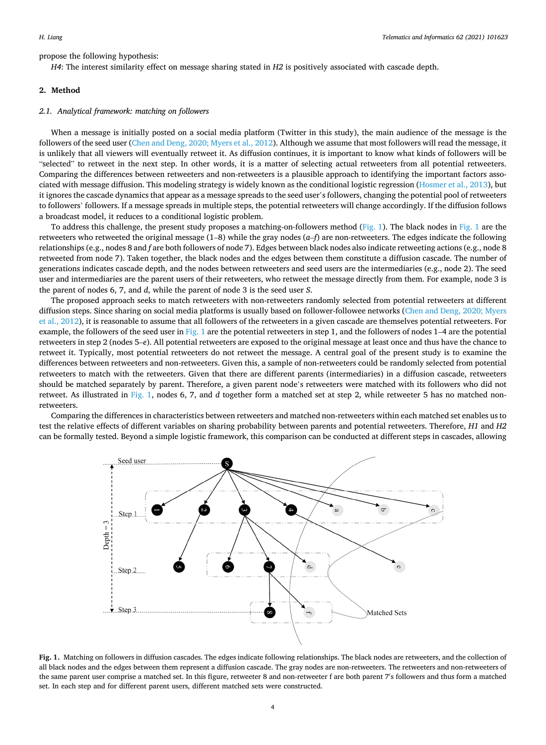propose the following hypothesis:

*H4*: The interest similarity effect on message sharing stated in *H2* is positively associated with cascade depth.

## 2. Method

### 2.1. Analytical framework: matching on followers

When a message is initially posted on a social media platform (Twitter in this study), the main audience of the message is the followers of the seed user (Chen and Deng, 2020; Myers et al., 2012). Although we assume that most followers will read the message, it is unlikely that all viewers will eventually retweet it. As diffusion continues, it is important to know what kinds of followers will be "selected" to retweet in the next step. In other words, it is a matter of selecting actual retweeters from all potential retweeters. Comparing the differences between retweeters and non-retweeters is a plausible approach to identifying the important factors associated with message diffusion. This modeling strategy is widely known as the conditional logistic regression (Hosmer et al., 2013), but it ignores the cascade dynamics that appear as a message spreads to the seed user's followers, changing the potential pool of retweeters to followers' followers. If a message spreads in multiple steps, the potential retweeters will change accordingly. If the diffusion follows a broadcast model, it reduces to a conditional logistic problem.

To address this challenge, the present study proposes a matching-on-followers method (Fig. 1). The black nodes in Fig. 1 are the retweeters who retweeted the original message (1–8) while the gray nodes (*a*–*f*) are non-retweeters. The edges indicate the following relationships (e.g., nodes 8 and *f* are both followers of node 7). Edges between black nodes also indicate retweeting actions (e.g., node 8 retweeted from node 7). Taken together, the black nodes and the edges between them constitute a diffusion cascade. The number of generations indicates cascade depth, and the nodes between retweeters and seed users are the intermediaries (e.g., node 2). The seed user and intermediaries are the parent users of their retweeters, who retweet the message directly from them. For example, node 3 is the parent of nodes 6, 7, and *d*, while the parent of node 3 is the seed user *S*.

The proposed approach seeks to match retweeters with non-retweeters randomly selected from potential retweeters at different diffusion steps. Since sharing on social media platforms is usually based on follower-followee networks (Chen and Deng, 2020; Myers et al., 2012), it is reasonable to assume that all followers of the retweeters in a given cascade are themselves potential retweeters. For example, the followers of the seed user in Fig. 1 are the potential retweeters in step 1, and the followers of nodes 1–4 are the potential retweeters in step 2 (nodes 5–*e*). All potential retweeters are exposed to the original message at least once and thus have the chance to retweet it. Typically, most potential retweeters do not retweet the message. A central goal of the present study is to examine the differences between retweeters and non-retweeters. Given this, a sample of non-retweeters could be randomly selected from potential retweeters to match with the retweeters. Given that there are different parents (intermediaries) in a diffusion cascade, retweeters should be matched separately by parent. Therefore, a given parent node's retweeters were matched with its followers who did not retweet. As illustrated in Fig. 1, nodes 6, 7, and *d* together form a matched set at step 2, while retweeter 5 has no matched non-retweeters.

Comparing the differences in characteristics between retweeters and matched non-retweeters within each matched set enables us to test the relative effects of different variables on sharing probability between parents and potential retweeters. Therefore, *H1* and *H2* can be formally tested. Beyond a simple logistic framework, this comparison can be conducted at different steps in cascades, allowing

**Fig. 1.** Matching on followers in diffusion cascades. The edges indicate following relationships. The black nodes are retweeters, and the collection of all black nodes and the edges between them represent a diffusion cascade. The gray nodes are non-retweeters. The retweeters and non-retweeters of the same parent user comprise a matched set. In this figure, retweeter 8 and non-retweeter f are both parent 7's followers and thus form a matched set. In each step and for different parent users, different matched sets were constructed.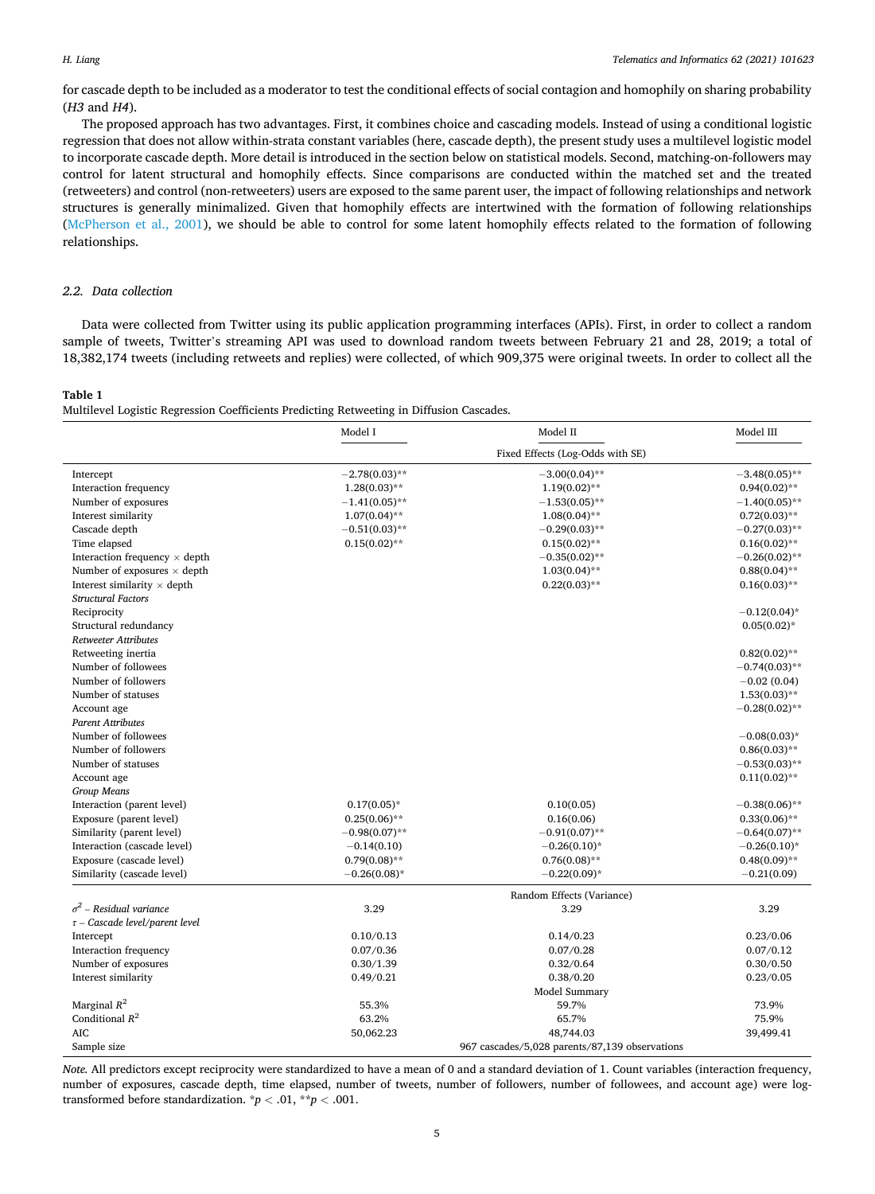for cascade depth to be included as a moderator to test the conditional effects of social contagion and homophily on sharing probability (*H3* and *H4*).

The proposed approach has two advantages. First, it combines choice and cascading models. Instead of using a conditional logistic regression that does not allow within-strata constant variables (here, cascade depth), the present study uses a multilevel logistic model to incorporate cascade depth. More detail is introduced in the section below on statistical models. Second, matching-on-followers may control for latent structural and homophily effects. Since comparisons are conducted within the matched set and the treated (retweeters) and control (non-retweeters) users are exposed to the same parent user, the impact of following relationships and network structures is generally minimalized. Given that homophily effects are intertwined with the formation of following relationships (McPherson et al., 2001), we should be able to control for some latent homophily effects related to the formation of following relationships.

### *2.2. Data collection*

Data were collected from Twitter using its public application programming interfaces (APIs). First, in order to collect a random sample of tweets, Twitter's streaming API was used to download random tweets between February 21 and 28, 2019; a total of 18,382,174 tweets (including retweets and replies) were collected, of which 909,375 were original tweets. In order to collect all the

**Table 1**
Multilevel Logistic Regression Coefficients Predicting Retweeting in Diffusion Cascades.

| | Model I | Model II | Model III |
|---|---|---|---|
| | Fixed Effects (Log-Odds with SE) | | |
| Intercept | −2.78(0.03)** | −3.00(0.04)** | −3.48(0.05)** |
| Interaction frequency | 1.28(0.03)** | 1.19(0.02)** | 0.94(0.02)** |
| Number of exposures | −1.41(0.05)** | −1.53(0.05)** | −1.40(0.05)** |
| Interest similarity | 1.07(0.04)** | 1.08(0.04)** | 0.72(0.03)** |
| Cascade depth | −0.51(0.03)** | −0.29(0.03)** | −0.27(0.03)** |
| Time elapsed | 0.15(0.02)** | 0.15(0.02)** | 0.16(0.02)** |
| Interaction frequency × depth | | −0.35(0.02)** | −0.26(0.02)** |
| Number of exposures × depth | | 1.03(0.04)** | 0.88(0.04)** |
| Interest similarity × depth | | 0.22(0.03)** | 0.16(0.03)** |
| *Structural Factors* | | | |
| Reciprocity | | | −0.12(0.04)* |
| Structural redundancy | | | 0.05(0.02)* |
| *Retweeter Attributes* | | | |
| Retweeting inertia | | | 0.82(0.02)** |
| Number of followees | | | −0.74(0.03)** |
| Number of followers | | | −0.02 (0.04) |
| Number of statuses | | | 1.53(0.03)** |
| Account age | | | −0.28(0.02)** |
| *Parent Attributes* | | | |
| Number of followees | | | −0.08(0.03)* |
| Number of followers | | | 0.86(0.03)** |
| Number of statuses | | | −0.53(0.03)** |
| Account age | | | 0.11(0.02)** |
| *Group Means* | | | |
| Interaction (parent level) | 0.17(0.05)* | 0.10(0.05) | −0.38(0.06)** |
| Exposure (parent level) | 0.25(0.06)** | 0.16(0.06) | 0.33(0.06)** |
| Similarity (parent level) | −0.98(0.07)** | −0.91(0.07)** | −0.64(0.07)** |
| Interaction (cascade level) | −0.14(0.10) | −0.26(0.10)* | −0.26(0.10)* |
| Exposure (cascade level) | 0.79(0.08)** | 0.76(0.08)** | 0.48(0.09)** |
| Similarity (cascade level) | −0.26(0.08)* | −0.22(0.09)* | −0.21(0.09) |
| | Random Effects (Variance) | | |
| *$\sigma^2$ – Residual variance* | 3.29 | 3.29 | 3.29 |
| *$\tau$ – Cascade level/parent level* | | | |
| Intercept | 0.10/0.13 | 0.14/0.23 | 0.23/0.06 |
| Interaction frequency | 0.07/0.36 | 0.07/0.28 | 0.07/0.12 |
| Number of exposures | 0.30/1.39 | 0.32/0.64 | 0.30/0.50 |
| Interest similarity | 0.49/0.21 | 0.38/0.20 | 0.23/0.05 |
| | Model Summary | | |
| Marginal $R^2$ | 55.3% | 59.7% | 73.9% |
| Conditional $R^2$ | 63.2% | 65.7% | 75.9% |
| AIC | 50,062.23 | 48,744.03 | 39,499.41 |
| Sample size | 967 cascades/5,028 parents/87,139 observations | | |

*Note.* All predictors except reciprocity were standardized to have a mean of 0 and a standard deviation of 1. Count variables (interaction frequency, number of exposures, cascade depth, time elapsed, number of tweets, number of followers, number of followees, and account age) were log-transformed before standardization. *$p < .01$, **$p < .001$.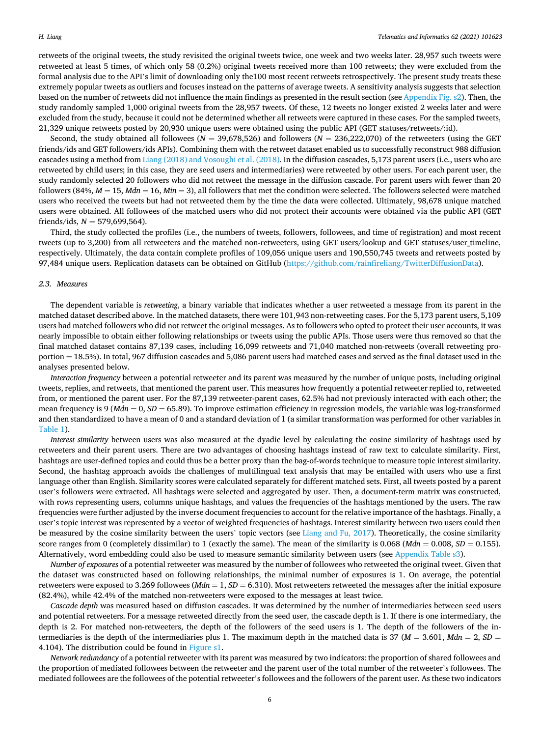retweets of the original tweets, the study revisited the original tweets twice, one week and two weeks later. 28,957 such tweets were retweeted at least 5 times, of which only 58 (0.2%) original tweets received more than 100 retweets; they were excluded from the formal analysis due to the API's limit of downloading only the100 most recent retweets retrospectively. The present study treats these extremely popular tweets as outliers and focuses instead on the patterns of average tweets. A sensitivity analysis suggests that selection based on the number of retweets did not influence the main findings as presented in the result section (see Appendix Fig. s2). Then, the study randomly sampled 1,000 original tweets from the 28,957 tweets. Of these, 12 tweets no longer existed 2 weeks later and were excluded from the study, because it could not be determined whether all retweets were captured in these cases. For the sampled tweets, 21,329 unique retweets posted by 20,930 unique users were obtained using the public API (GET statuses/retweets/:id).

Second, the study obtained all followees ($N = 39{,}678{,}526$) and followers ($N = 236{,}222{,}070$) of the retweeters (using the GET friends/ids and GET followers/ids APIs). Combining them with the retweet dataset enabled us to successfully reconstruct 988 diffusion cascades using a method from Liang (2018) and Vosoughi et al. (2018). In the diffusion cascades, 5,173 parent users (i.e., users who are retweeted by child users; in this case, they are seed users and intermediaries) were retweeted by other users. For each parent user, the study randomly selected 20 followers who did not retweet the message in the diffusion cascade. For parent users with fewer than 20 followers (84%, $M = 15$, $Mdn = 16$, $Min = 3$), all followers that met the condition were selected. The followers selected were matched users who received the tweets but had not retweeted them by the time the data were collected. Ultimately, 98,678 unique matched users were obtained. All followees of the matched users who did not protect their accounts were obtained via the public API (GET friends/ids, $N = 579{,}699{,}564$).

Third, the study collected the profiles (i.e., the numbers of tweets, followers, followees, and time of registration) and most recent tweets (up to 3,200) from all retweeters and the matched non-retweeters, using GET users/lookup and GET statuses/user_timeline, respectively. Ultimately, the data contain complete profiles of 109,056 unique users and 190,550,745 tweets and retweets posted by 97,484 unique users. Replication datasets can be obtained on GitHub (https://github.com/rainfireliang/TwitterDiffusionData).

### 2.3. Measures

The dependent variable is *retweeting*, a binary variable that indicates whether a user retweeted a message from its parent in the matched dataset described above. In the matched datasets, there were 101,943 non-retweeting cases. For the 5,173 parent users, 5,109 users had matched followers who did not retweet the original messages. As to followers who opted to protect their user accounts, it was nearly impossible to obtain either following relationships or tweets using the public APIs. Those users were thus removed so that the final matched dataset contains 87,139 cases, including 16,099 retweets and 71,040 matched non-retweets (overall retweeting proportion = 18.5%). In total, 967 diffusion cascades and 5,086 parent users had matched cases and served as the final dataset used in the analyses presented below.

*Interaction frequency* between a potential retweeter and its parent was measured by the number of unique posts, including original tweets, replies, and retweets, that mentioned the parent user. This measures how frequently a potential retweeter replied to, retweeted from, or mentioned the parent user. For the 87,139 retweeter-parent cases, 62.5% had not previously interacted with each other; the mean frequency is 9 ($Mdn = 0$, $SD = 65.89$). To improve estimation efficiency in regression models, the variable was log-transformed and then standardized to have a mean of 0 and a standard deviation of 1 (a similar transformation was performed for other variables in Table 1).

*Interest similarity* between users was also measured at the dyadic level by calculating the cosine similarity of hashtags used by retweeters and their parent users. There are two advantages of choosing hashtags instead of raw text to calculate similarity. First, hashtags are user-defined topics and could thus be a better proxy than the bag-of-words technique to measure topic interest similarity. Second, the hashtag approach avoids the challenges of multilingual text analysis that may be entailed with users who use a first language other than English. Similarity scores were calculated separately for different matched sets. First, all tweets posted by a parent user's followers were extracted. All hashtags were selected and aggregated by user. Then, a document-term matrix was constructed, with rows representing users, columns unique hashtags, and values the frequencies of the hashtags mentioned by the users. The raw frequencies were further adjusted by the inverse document frequencies to account for the relative importance of the hashtags. Finally, a user's topic interest was represented by a vector of weighted frequencies of hashtags. Interest similarity between two users could then be measured by the cosine similarity between the users' topic vectors (see Liang and Fu, 2017). Theoretically, the cosine similarity score ranges from 0 (completely dissimilar) to 1 (exactly the same). The mean of the similarity is 0.068 ($Mdn = 0.008$, $SD = 0.155$). Alternatively, word embedding could also be used to measure semantic similarity between users (see Appendix Table s3).

*Number of exposures* of a potential retweeter was measured by the number of followees who retweeted the original tweet. Given that the dataset was constructed based on following relationships, the minimal number of exposures is 1. On average, the potential retweeters were exposed to 3.269 followees ($Mdn = 1$, $SD = 6.310$). Most retweeters retweeted the messages after the initial exposure (82.4%), while 42.4% of the matched non-retweeters were exposed to the messages at least twice.

*Cascade depth* was measured based on diffusion cascades. It was determined by the number of intermediaries between seed users and potential retweeters. For a message retweeted directly from the seed user, the cascade depth is 1. If there is one intermediary, the depth is 2. For matched non-retweeters, the depth of the followers of the seed users is 1. The depth of the followers of the intermediaries is the depth of the intermediaries plus 1. The maximum depth in the matched data is 37 ($M = 3.601$, $Mdn = 2$, $SD = 4.104$). The distribution could be found in Figure s1.

*Network redundancy* of a potential retweeter with its parent was measured by two indicators: the proportion of shared followees and the proportion of mediated followees between the retweeter and the parent user of the total number of the retweeter's followees. The mediated followees are the followees of the potential retweeter's followees and the followers of the parent user. As these two indicators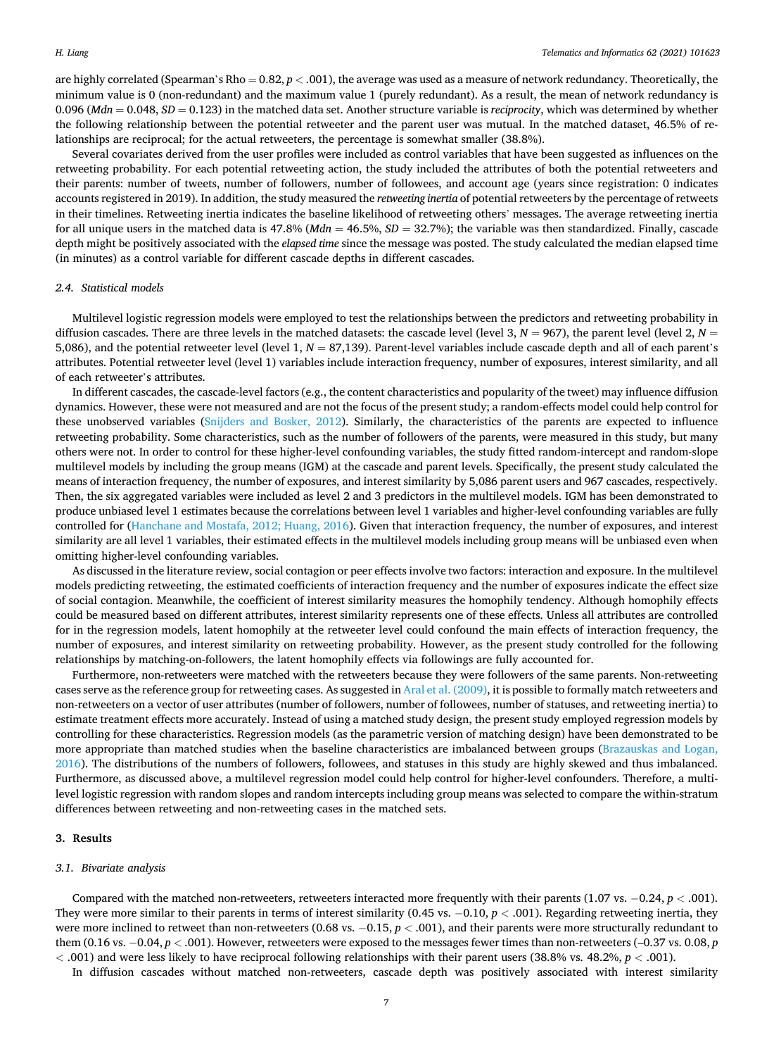are highly correlated (Spearman's Rho = 0.82, $p < .001$), the average was used as a measure of network redundancy. Theoretically, the minimum value is 0 (non-redundant) and the maximum value 1 (purely redundant). As a result, the mean of network redundancy is 0.096 (*Mdn* = 0.048, *SD* = 0.123) in the matched data set. Another structure variable is *reciprocity*, which was determined by whether the following relationship between the potential retweeter and the parent user was mutual. In the matched dataset, 46.5% of relationships are reciprocal; for the actual retweeters, the percentage is somewhat smaller (38.8%).

Several covariates derived from the user profiles were included as control variables that have been suggested as influences on the retweeting probability. For each potential retweeting action, the study included the attributes of both the potential retweeters and their parents: number of tweets, number of followers, number of followees, and account age (years since registration: 0 indicates accounts registered in 2019). In addition, the study measured the *retweeting inertia* of potential retweeters by the percentage of retweets in their timelines. Retweeting inertia indicates the baseline likelihood of retweeting others' messages. The average retweeting inertia for all unique users in the matched data is 47.8% (*Mdn* = 46.5%, *SD* = 32.7%); the variable was then standardized. Finally, cascade depth might be positively associated with the *elapsed time* since the message was posted. The study calculated the median elapsed time (in minutes) as a control variable for different cascade depths in different cascades.

### 2.4. Statistical models

Multilevel logistic regression models were employed to test the relationships between the predictors and retweeting probability in diffusion cascades. There are three levels in the matched datasets: the cascade level (level 3, $N = 967$), the parent level (level 2, $N = 5{,}086$), and the potential retweeter level (level 1, $N = 87{,}139$). Parent-level variables include cascade depth and all of each parent's attributes. Potential retweeter level (level 1) variables include interaction frequency, number of exposures, interest similarity, and all of each retweeter's attributes.

In different cascades, the cascade-level factors (e.g., the content characteristics and popularity of the tweet) may influence diffusion dynamics. However, these were not measured and are not the focus of the present study; a random-effects model could help control for these unobserved variables (Snijders and Bosker, 2012). Similarly, the characteristics of the parents are expected to influence retweeting probability. Some characteristics, such as the number of followers of the parents, were measured in this study, but many others were not. In order to control for these higher-level confounding variables, the study fitted random-intercept and random-slope multilevel models by including the group means (IGM) at the cascade and parent levels. Specifically, the present study calculated the means of interaction frequency, the number of exposures, and interest similarity by 5,086 parent users and 967 cascades, respectively. Then, the six aggregated variables were included as level 2 and 3 predictors in the multilevel models. IGM has been demonstrated to produce unbiased level 1 estimates because the correlations between level 1 variables and higher-level confounding variables are fully controlled for (Hanchane and Mostafa, 2012; Huang, 2016). Given that interaction frequency, the number of exposures, and interest similarity are all level 1 variables, their estimated effects in the multilevel models including group means will be unbiased even when omitting higher-level confounding variables.

As discussed in the literature review, social contagion or peer effects involve two factors: interaction and exposure. In the multilevel models predicting retweeting, the estimated coefficients of interaction frequency and the number of exposures indicate the effect size of social contagion. Meanwhile, the coefficient of interest similarity measures the homophily tendency. Although homophily effects could be measured based on different attributes, interest similarity represents one of these effects. Unless all attributes are controlled for in the regression models, latent homophily at the retweeter level could confound the main effects of interaction frequency, the number of exposures, and interest similarity on retweeting probability. However, as the present study controlled for the following relationships by matching-on-followers, the latent homophily effects via followings are fully accounted for.

Furthermore, non-retweeters were matched with the retweeters because they were followers of the same parents. Non-retweeting cases serve as the reference group for retweeting cases. As suggested in Aral et al. (2009), it is possible to formally match retweeters and non-retweeters on a vector of user attributes (number of followers, number of followees, number of statuses, and retweeting inertia) to estimate treatment effects more accurately. Instead of using a matched study design, the present study employed regression models by controlling for these characteristics. Regression models (as the parametric version of matching design) have been demonstrated to be more appropriate than matched studies when the baseline characteristics are imbalanced between groups (Brazauskas and Logan, 2016). The distributions of the numbers of followers, followees, and statuses in this study are highly skewed and thus imbalanced. Furthermore, as discussed above, a multilevel regression model could help control for higher-level confounders. Therefore, a multilevel logistic regression with random slopes and random intercepts including group means was selected to compare the within-stratum differences between retweeting and non-retweeting cases in the matched sets.

## 3. Results

### 3.1. Bivariate analysis

Compared with the matched non-retweeters, retweeters interacted more frequently with their parents (1.07 vs. −0.24, $p < .001$). They were more similar to their parents in terms of interest similarity (0.45 vs. −0.10, $p < .001$). Regarding retweeting inertia, they were more inclined to retweet than non-retweeters (0.68 vs. −0.15, $p < .001$), and their parents were more structurally redundant to them (0.16 vs. −0.04, $p < .001$). However, retweeters were exposed to the messages fewer times than non-retweeters (–0.37 vs. 0.08, $p < .001$) and were less likely to have reciprocal following relationships with their parent users (38.8% vs. 48.2%, $p < .001$).

In diffusion cascades without matched non-retweeters, cascade depth was positively associated with interest similarity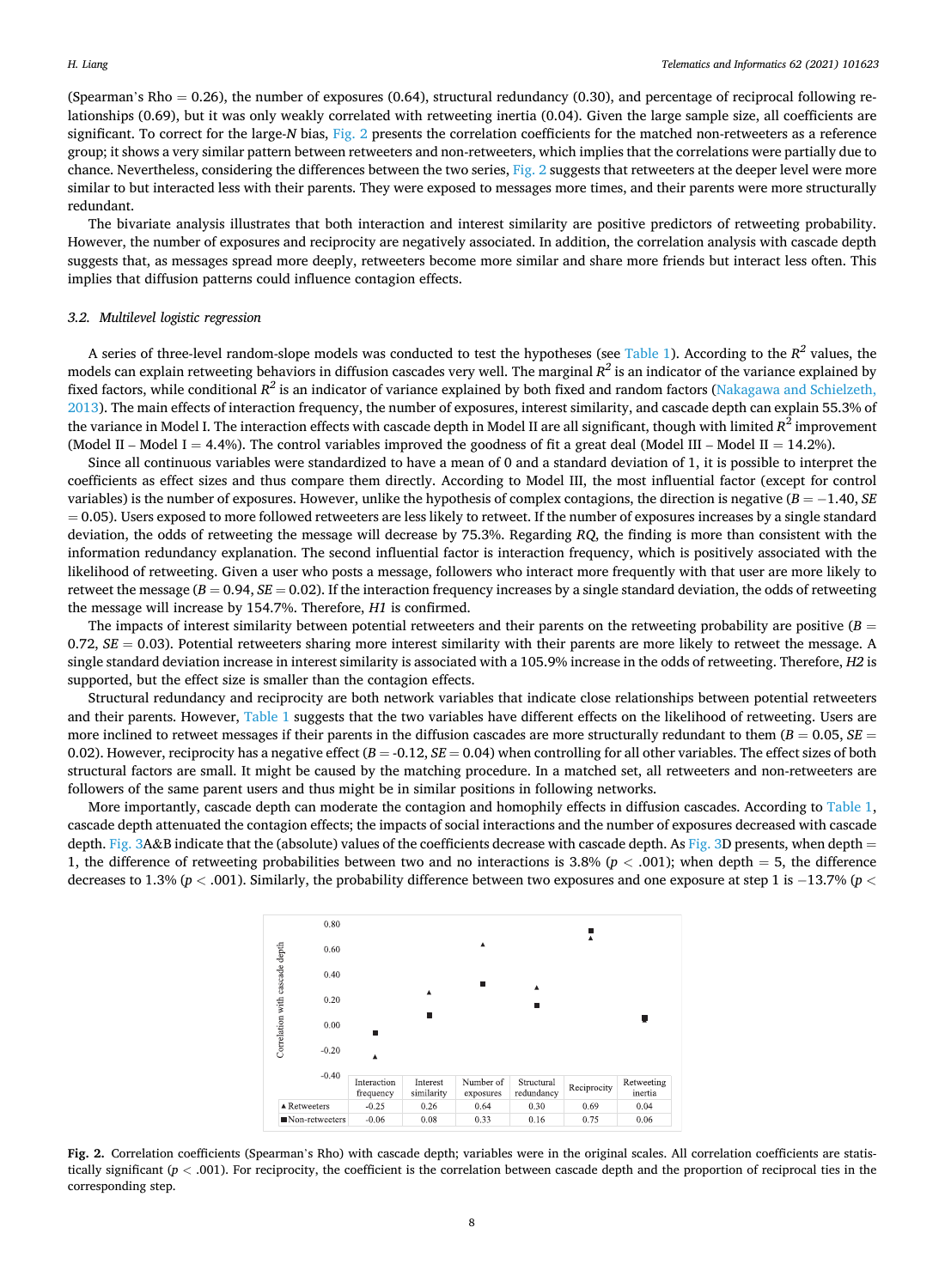(Spearman's Rho = 0.26), the number of exposures (0.64), structural redundancy (0.30), and percentage of reciprocal following relationships (0.69), but it was only weakly correlated with retweeting inertia (0.04). Given the large sample size, all coefficients are significant. To correct for the large-*N* bias, Fig. 2 presents the correlation coefficients for the matched non-retweeters as a reference group; it shows a very similar pattern between retweeters and non-retweeters, which implies that the correlations were partially due to chance. Nevertheless, considering the differences between the two series, Fig. 2 suggests that retweeters at the deeper level were more similar to but interacted less with their parents. They were exposed to messages more times, and their parents were more structurally redundant.

The bivariate analysis illustrates that both interaction and interest similarity are positive predictors of retweeting probability. However, the number of exposures and reciprocity are negatively associated. In addition, the correlation analysis with cascade depth suggests that, as messages spread more deeply, retweeters become more similar and share more friends but interact less often. This implies that diffusion patterns could influence contagion effects.

### 3.2. Multilevel logistic regression

A series of three-level random-slope models was conducted to test the hypotheses (see Table 1). According to the $R^2$ values, the models can explain retweeting behaviors in diffusion cascades very well. The marginal $R^2$ is an indicator of the variance explained by fixed factors, while conditional $R^2$ is an indicator of variance explained by both fixed and random factors (Nakagawa and Schielzeth, 2013). The main effects of interaction frequency, the number of exposures, interest similarity, and cascade depth can explain 55.3% of the variance in Model I. The interaction effects with cascade depth in Model II are all significant, though with limited $R^2$ improvement (Model II – Model I = 4.4%). The control variables improved the goodness of fit a great deal (Model III – Model II = 14.2%).

Since all continuous variables were standardized to have a mean of 0 and a standard deviation of 1, it is possible to interpret the coefficients as effect sizes and thus compare them directly. According to Model III, the most influential factor (except for control variables) is the number of exposures. However, unlike the hypothesis of complex contagions, the direction is negative ($B = -1.40$, $SE = 0.05$). Users exposed to more followed retweeters are less likely to retweet. If the number of exposures increases by a single standard deviation, the odds of retweeting the message will decrease by 75.3%. Regarding *RQ*, the finding is more than consistent with the information redundancy explanation. The second influential factor is interaction frequency, which is positively associated with the likelihood of retweeting. Given a user who posts a message, followers who interact more frequently with that user are more likely to retweet the message ($B = 0.94$, $SE = 0.02$). If the interaction frequency increases by a single standard deviation, the odds of retweeting the message will increase by 154.7%. Therefore, *H1* is confirmed.

The impacts of interest similarity between potential retweeters and their parents on the retweeting probability are positive ($B = 0.72$, $SE = 0.03$). Potential retweeters sharing more interest similarity with their parents are more likely to retweet the message. A single standard deviation increase in interest similarity is associated with a 105.9% increase in the odds of retweeting. Therefore, *H2* is supported, but the effect size is smaller than the contagion effects.

Structural redundancy and reciprocity are both network variables that indicate close relationships between potential retweeters and their parents. However, Table 1 suggests that the two variables have different effects on the likelihood of retweeting. Users are more inclined to retweet messages if their parents in the diffusion cascades are more structurally redundant to them ($B = 0.05$, $SE = 0.02$). However, reciprocity has a negative effect ($B = -0.12$, $SE = 0.04$) when controlling for all other variables. The effect sizes of both structural factors are small. It might be caused by the matching procedure. In a matched set, all retweeters and non-retweeters are followers of the same parent users and thus might be in similar positions in following networks.

More importantly, cascade depth can moderate the contagion and homophily effects in diffusion cascades. According to Table 1, cascade depth attenuated the contagion effects; the impacts of social interactions and the number of exposures decreased with cascade depth. Fig. 3A&B indicate that the (absolute) values of the coefficients decrease with cascade depth. As Fig. 3D presents, when depth = 1, the difference of retweeting probabilities between two and no interactions is 3.8% ($p < .001$); when depth = 5, the difference decreases to 1.3% ($p < .001$). Similarly, the probability difference between two exposures and one exposure at step 1 is −13.7% ($p <$

| | Interaction frequency | Interest similarity | Number of exposures | Structural redundancy | Reciprocity | Retweeting inertia |
|---|---|---|---|---|---|---|
| ▲ Retweeters | -0.25 | 0.26 | 0.64 | 0.30 | 0.69 | 0.04 |
| ■ Non-retweeters | -0.06 | 0.08 | 0.33 | 0.16 | 0.75 | 0.06 |

**Fig. 2.** Correlation coefficients (Spearman's Rho) with cascade depth; variables were in the original scales. All correlation coefficients are statistically significant ($p < .001$). For reciprocity, the coefficient is the correlation between cascade depth and the proportion of reciprocal ties in the corresponding step.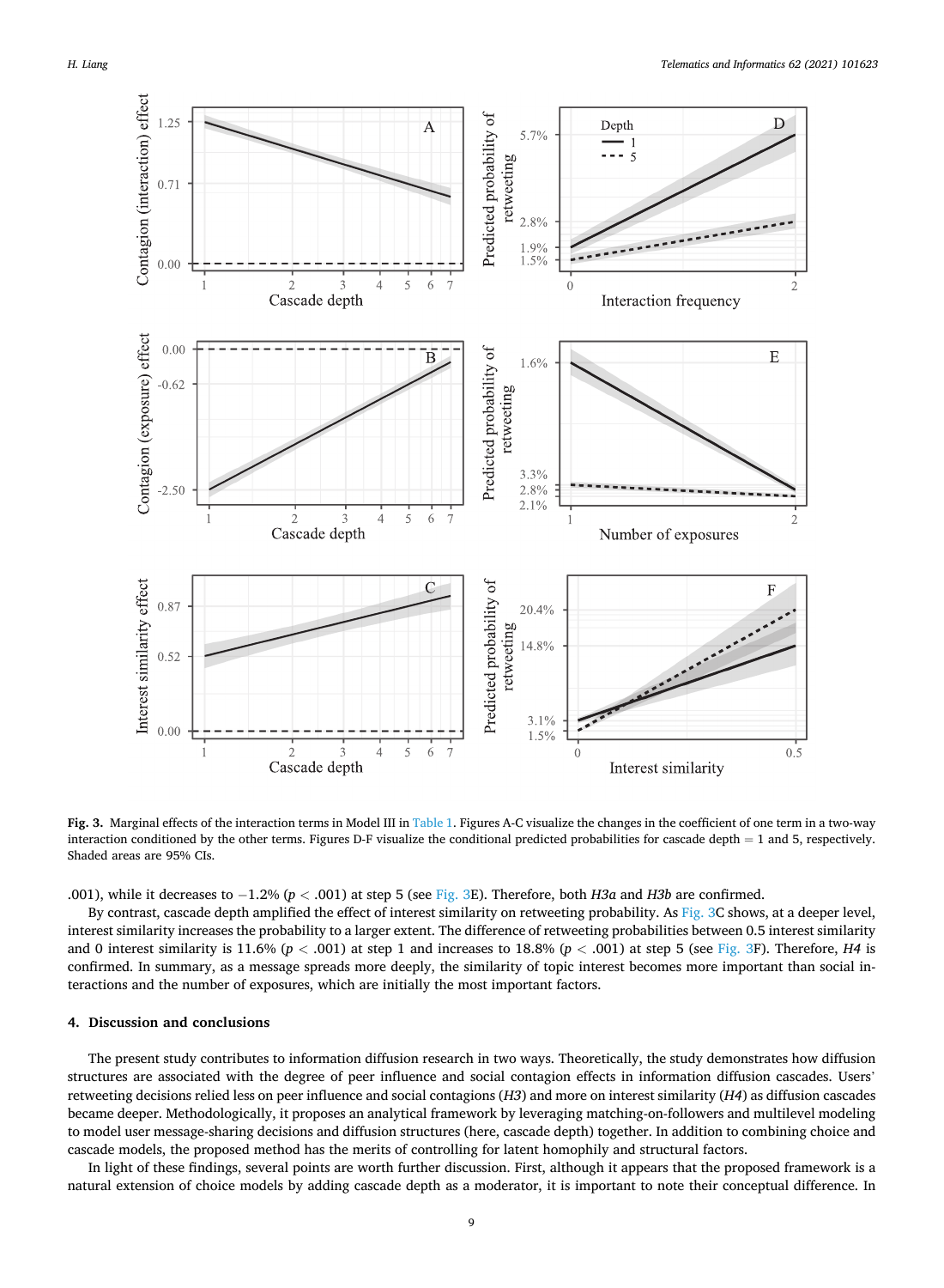**Fig. 3.** Marginal effects of the interaction terms in Model III in Table 1. Figures A-C visualize the changes in the coefficient of one term in a two-way interaction conditioned by the other terms. Figures D-F visualize the conditional predicted probabilities for cascade depth = 1 and 5, respectively. Shaded areas are 95% CIs.

.001), while it decreases to −1.2% ($p < .001$) at step 5 (see Fig. 3E). Therefore, both *H3a* and *H3b* are confirmed.

By contrast, cascade depth amplified the effect of interest similarity on retweeting probability. As Fig. 3C shows, at a deeper level, interest similarity increases the probability to a larger extent. The difference of retweeting probabilities between 0.5 interest similarity and 0 interest similarity is 11.6% ($p < .001$) at step 1 and increases to 18.8% ($p < .001$) at step 5 (see Fig. 3F). Therefore, *H4* is confirmed. In summary, as a message spreads more deeply, the similarity of topic interest becomes more important than social interactions and the number of exposures, which are initially the most important factors.

## 4. Discussion and conclusions

The present study contributes to information diffusion research in two ways. Theoretically, the study demonstrates how diffusion structures are associated with the degree of peer influence and social contagion effects in information diffusion cascades. Users' retweeting decisions relied less on peer influence and social contagions (*H3*) and more on interest similarity (*H4*) as diffusion cascades became deeper. Methodologically, it proposes an analytical framework by leveraging matching-on-followers and multilevel modeling to model user message-sharing decisions and diffusion structures (here, cascade depth) together. In addition to combining choice and cascade models, the proposed method has the merits of controlling for latent homophily and structural factors.

In light of these findings, several points are worth further discussion. First, although it appears that the proposed framework is a natural extension of choice models by adding cascade depth as a moderator, it is important to note their conceptual difference. In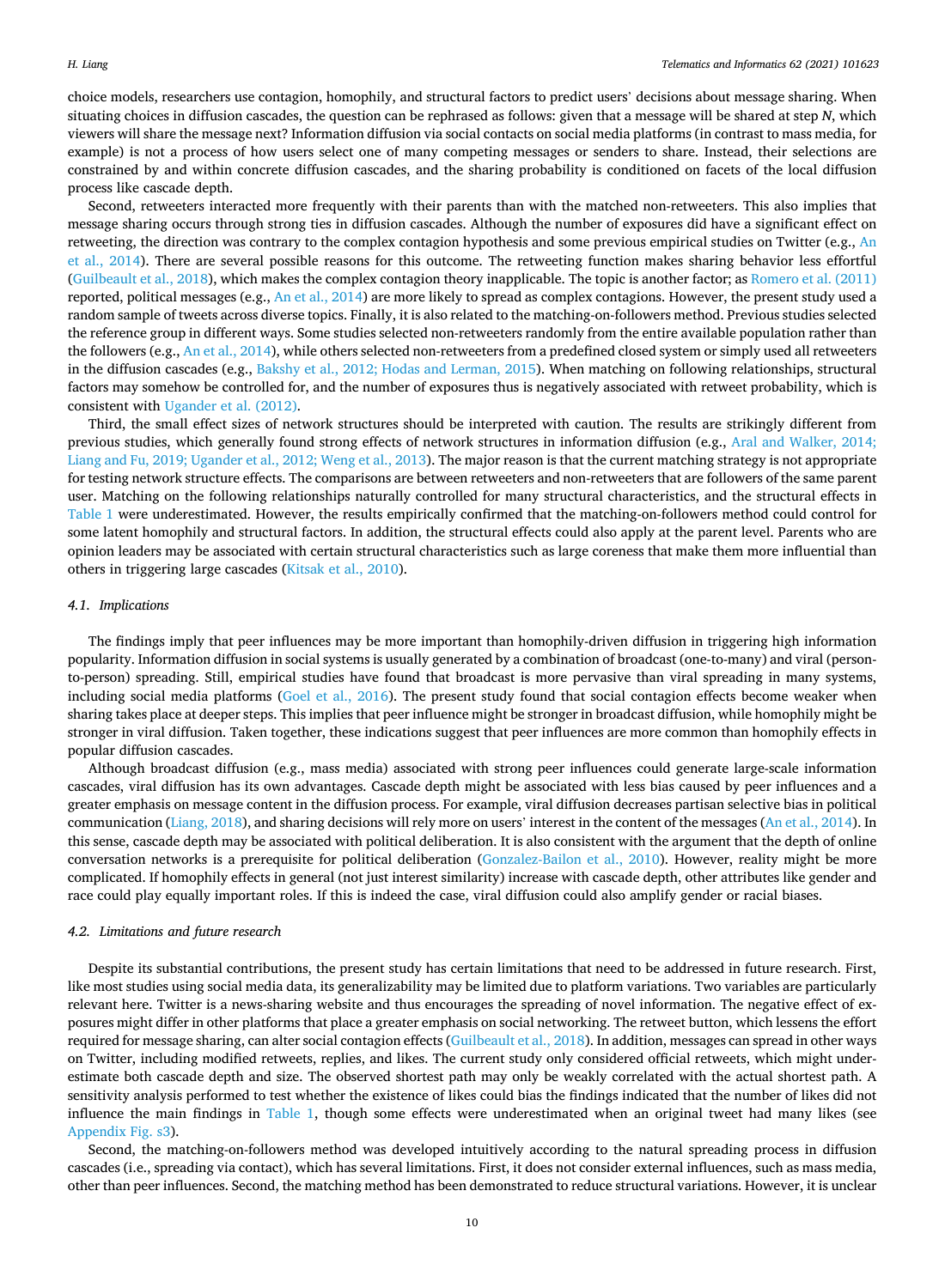choice models, researchers use contagion, homophily, and structural factors to predict users' decisions about message sharing. When situating choices in diffusion cascades, the question can be rephrased as follows: given that a message will be shared at step *N*, which viewers will share the message next? Information diffusion via social contacts on social media platforms (in contrast to mass media, for example) is not a process of how users select one of many competing messages or senders to share. Instead, their selections are constrained by and within concrete diffusion cascades, and the sharing probability is conditioned on facets of the local diffusion process like cascade depth.

Second, retweeters interacted more frequently with their parents than with the matched non-retweeters. This also implies that message sharing occurs through strong ties in diffusion cascades. Although the number of exposures did have a significant effect on retweeting, the direction was contrary to the complex contagion hypothesis and some previous empirical studies on Twitter (e.g., An et al., 2014). There are several possible reasons for this outcome. The retweeting function makes sharing behavior less effortful (Guilbeault et al., 2018), which makes the complex contagion theory inapplicable. The topic is another factor; as Romero et al. (2011) reported, political messages (e.g., An et al., 2014) are more likely to spread as complex contagions. However, the present study used a random sample of tweets across diverse topics. Finally, it is also related to the matching-on-followers method. Previous studies selected the reference group in different ways. Some studies selected non-retweeters randomly from the entire available population rather than the followers (e.g., An et al., 2014), while others selected non-retweeters from a predefined closed system or simply used all retweeters in the diffusion cascades (e.g., Bakshy et al., 2012; Hodas and Lerman, 2015). When matching on following relationships, structural factors may somehow be controlled for, and the number of exposures thus is negatively associated with retweet probability, which is consistent with Ugander et al. (2012).

Third, the small effect sizes of network structures should be interpreted with caution. The results are strikingly different from previous studies, which generally found strong effects of network structures in information diffusion (e.g., Aral and Walker, 2014; Liang and Fu, 2019; Ugander et al., 2012; Weng et al., 2013). The major reason is that the current matching strategy is not appropriate for testing network structure effects. The comparisons are between retweeters and non-retweeters that are followers of the same parent user. Matching on the following relationships naturally controlled for many structural characteristics, and the structural effects in Table 1 were underestimated. However, the results empirically confirmed that the matching-on-followers method could control for some latent homophily and structural factors. In addition, the structural effects could also apply at the parent level. Parents who are opinion leaders may be associated with certain structural characteristics such as large coreness that make them more influential than others in triggering large cascades (Kitsak et al., 2010).

### 4.1. Implications

The findings imply that peer influences may be more important than homophily-driven diffusion in triggering high information popularity. Information diffusion in social systems is usually generated by a combination of broadcast (one-to-many) and viral (person-to-person) spreading. Still, empirical studies have found that broadcast is more pervasive than viral spreading in many systems, including social media platforms (Goel et al., 2016). The present study found that social contagion effects become weaker when sharing takes place at deeper steps. This implies that peer influence might be stronger in broadcast diffusion, while homophily might be stronger in viral diffusion. Taken together, these indications suggest that peer influences are more common than homophily effects in popular diffusion cascades.

Although broadcast diffusion (e.g., mass media) associated with strong peer influences could generate large-scale information cascades, viral diffusion has its own advantages. Cascade depth might be associated with less bias caused by peer influences and a greater emphasis on message content in the diffusion process. For example, viral diffusion decreases partisan selective bias in political communication (Liang, 2018), and sharing decisions will rely more on users' interest in the content of the messages (An et al., 2014). In this sense, cascade depth may be associated with political deliberation. It is also consistent with the argument that the depth of online conversation networks is a prerequisite for political deliberation (Gonzalez-Bailon et al., 2010). However, reality might be more complicated. If homophily effects in general (not just interest similarity) increase with cascade depth, other attributes like gender and race could play equally important roles. If this is indeed the case, viral diffusion could also amplify gender or racial biases.

### 4.2. Limitations and future research

Despite its substantial contributions, the present study has certain limitations that need to be addressed in future research. First, like most studies using social media data, its generalizability may be limited due to platform variations. Two variables are particularly relevant here. Twitter is a news-sharing website and thus encourages the spreading of novel information. The negative effect of exposures might differ in other platforms that place a greater emphasis on social networking. The retweet button, which lessens the effort required for message sharing, can alter social contagion effects (Guilbeault et al., 2018). In addition, messages can spread in other ways on Twitter, including modified retweets, replies, and likes. The current study only considered official retweets, which might underestimate both cascade depth and size. The observed shortest path may only be weakly correlated with the actual shortest path. A sensitivity analysis performed to test whether the existence of likes could bias the findings indicated that the number of likes did not influence the main findings in Table 1, though some effects were underestimated when an original tweet had many likes (see Appendix Fig. s3).

Second, the matching-on-followers method was developed intuitively according to the natural spreading process in diffusion cascades (i.e., spreading via contact), which has several limitations. First, it does not consider external influences, such as mass media, other than peer influences. Second, the matching method has been demonstrated to reduce structural variations. However, it is unclear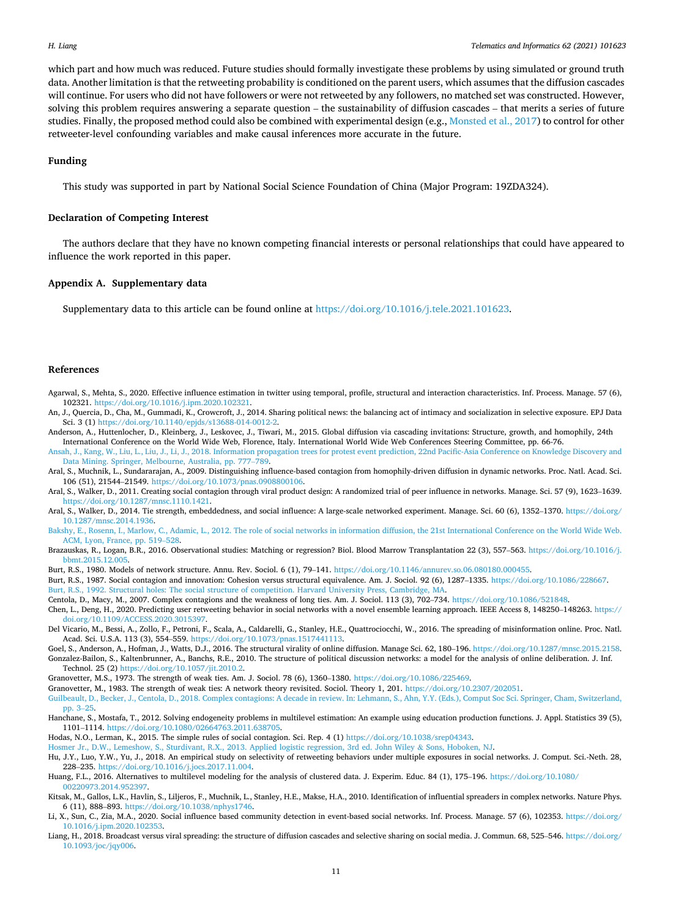which part and how much was reduced. Future studies should formally investigate these problems by using simulated or ground truth data. Another limitation is that the retweeting probability is conditioned on the parent users, which assumes that the diffusion cascades will continue. For users who did not have followers or were not retweeted by any followers, no matched set was constructed. However, solving this problem requires answering a separate question – the sustainability of diffusion cascades – that merits a series of future studies. Finally, the proposed method could also be combined with experimental design (e.g., Monsted et al., 2017) to control for other retweeter-level confounding variables and make causal inferences more accurate in the future.

## Funding

This study was supported in part by National Social Science Foundation of China (Major Program: 19ZDA324).

## Declaration of Competing Interest

The authors declare that they have no known competing financial interests or personal relationships that could have appeared to influence the work reported in this paper.

## Appendix A. Supplementary data

Supplementary data to this article can be found online at https://doi.org/10.1016/j.tele.2021.101623.

## References

Agarwal, S., Mehta, S., 2020. Effective influence estimation in twitter using temporal, profile, structural and interaction characteristics. Inf. Process. Manage. 57 (6), 102321. https://doi.org/10.1016/j.ipm.2020.102321.

An, J., Quercia, D., Cha, M., Gummadi, K., Crowcroft, J., 2014. Sharing political news: the balancing act of intimacy and socialization in selective exposure. EPJ Data Sci. 3 (1) https://doi.org/10.1140/epjds/s13688-014-0012-2.

Anderson, A., Huttenlocher, D., Kleinberg, J., Leskovec, J., Tiwari, M., 2015. Global diffusion via cascading invitations: Structure, growth, and homophily, 24th International Conference on the World Wide Web, Florence, Italy. International World Wide Web Conferences Steering Committee, pp. 66-76.

Ansah, J., Kang, W., Liu, L., Liu, J., Li, J., 2018. Information propagation trees for protest event prediction, 22nd Pacific-Asia Conference on Knowledge Discovery and Data Mining. Springer, Melbourne, Australia, pp. 777–789.

Aral, S., Muchnik, L., Sundararajan, A., 2009. Distinguishing influence-based contagion from homophily-driven diffusion in dynamic networks. Proc. Natl. Acad. Sci. 106 (51), 21544–21549. https://doi.org/10.1073/pnas.0908800106.

Aral, S., Walker, D., 2011. Creating social contagion through viral product design: A randomized trial of peer influence in networks. Manage. Sci. 57 (9), 1623–1639. https://doi.org/10.1287/mnsc.1110.1421.

Aral, S., Walker, D., 2014. Tie strength, embeddedness, and social influence: A large-scale networked experiment. Manage. Sci. 60 (6), 1352–1370. https://doi.org/10.1287/mnsc.2014.1936.

Bakshy, E., Rosenn, I., Marlow, C., Adamic, L., 2012. The role of social networks in information diffusion, the 21st International Conference on the World Wide Web. ACM, Lyon, France, pp. 519–528.

Brazauskas, R., Logan, B.R., 2016. Observational studies: Matching or regression? Biol. Blood Marrow Transplantation 22 (3), 557–563. https://doi.org/10.1016/j.bbmt.2015.12.005.

Burt, R.S., 1980. Models of network structure. Annu. Rev. Sociol. 6 (1), 79–141. https://doi.org/10.1146/annurev.so.06.080180.000455.

Burt, R.S., 1987. Social contagion and innovation: Cohesion versus structural equivalence. Am. J. Sociol. 92 (6), 1287–1335. https://doi.org/10.1086/228667.

Burt, R.S., 1992. Structural holes: The social structure of competition. Harvard University Press, Cambridge, MA.

Centola, D., Macy, M., 2007. Complex contagions and the weakness of long ties. Am. J. Sociol. 113 (3), 702–734. https://doi.org/10.1086/521848.

Chen, L., Deng, H., 2020. Predicting user retweeting behavior in social networks with a novel ensemble learning approach. IEEE Access 8, 148250–148263. https://doi.org/10.1109/ACCESS.2020.3015397.

Del Vicario, M., Bessi, A., Zollo, F., Petroni, F., Scala, A., Caldarelli, G., Stanley, H.E., Quattrociocchi, W., 2016. The spreading of misinformation online. Proc. Natl. Acad. Sci. U.S.A. 113 (3), 554–559. https://doi.org/10.1073/pnas.1517441113.

Goel, S., Anderson, A., Hofman, J., Watts, D.J., 2016. The structural virality of online diffusion. Manage Sci. 62, 180–196. https://doi.org/10.1287/mnsc.2015.2158.

Gonzalez-Bailon, S., Kaltenbrunner, A., Banchs, R.E., 2010. The structure of political discussion networks: a model for the analysis of online deliberation. J. Inf. Technol. 25 (2) https://doi.org/10.1057/jit.2010.2.

Granovetter, M.S., 1973. The strength of weak ties. Am. J. Sociol. 78 (6), 1360–1380. https://doi.org/10.1086/225469.

Granovetter, M., 1983. The strength of weak ties: A network theory revisited. Sociol. Theory 1, 201. https://doi.org/10.2307/202051.

Guilbeault, D., Becker, J., Centola, D., 2018. Complex contagions: A decade in review. In: Lehmann, S., Ahn, Y.Y. (Eds.), Comput Soc Sci. Springer, Cham, Switzerland, pp. 3–25.

Hanchane, S., Mostafa, T., 2012. Solving endogeneity problems in multilevel estimation: An example using education production functions. J. Appl. Statistics 39 (5), 1101–1114. https://doi.org/10.1080/02664763.2011.638705.

Hodas, N.O., Lerman, K., 2015. The simple rules of social contagion. Sci. Rep. 4 (1) https://doi.org/10.1038/srep04343.

Hosmer Jr., D.W., Lemeshow, S., Sturdivant, R.X., 2013. Applied logistic regression, 3rd ed. John Wiley & Sons, Hoboken, NJ.

Hu, J.Y., Luo, Y.W., Yu, J., 2018. An empirical study on selectivity of retweeting behaviors under multiple exposures in social networks. J. Comput. Sci.-Neth. 28, 228–235. https://doi.org/10.1016/j.jocs.2017.11.004.

Huang, F.L., 2016. Alternatives to multilevel modeling for the analysis of clustered data. J. Experim. Educ. 84 (1), 175–196. https://doi.org/10.1080/00220973.2014.952397.

Kitsak, M., Gallos, L.K., Havlin, S., Liljeros, F., Muchnik, L., Stanley, H.E., Makse, H.A., 2010. Identification of influential spreaders in complex networks. Nature Phys. 6 (11), 888–893. https://doi.org/10.1038/nphys1746.

Li, X., Sun, C., Zia, M.A., 2020. Social influence based community detection in event-based social networks. Inf. Process. Manage. 57 (6), 102353. https://doi.org/10.1016/j.ipm.2020.102353.

Liang, H., 2018. Broadcast versus viral spreading: the structure of diffusion cascades and selective sharing on social media. J. Commun. 68, 525–546. https://doi.org/10.1093/joc/jqy006.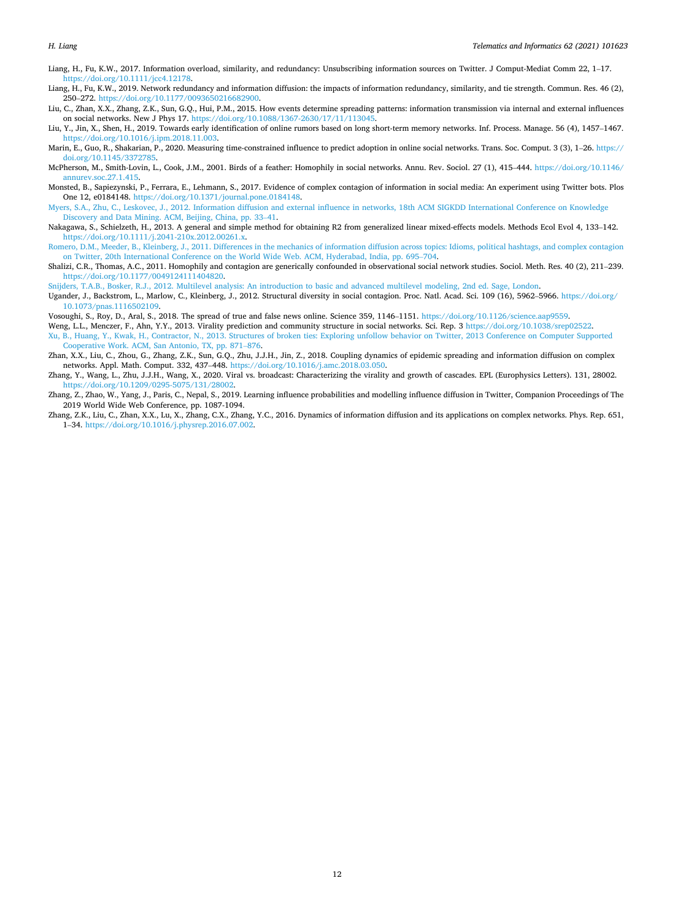Liang, H., Fu, K.W., 2017. Information overload, similarity, and redundancy: Unsubscribing information sources on Twitter. J Comput-Mediat Comm 22, 1–17. https://doi.org/10.1111/jcc4.12178.

Liang, H., Fu, K.W., 2019. Network redundancy and information diffusion: the impacts of information redundancy, similarity, and tie strength. Commun. Res. 46 (2), 250–272. https://doi.org/10.1177/0093650216682900.

Liu, C., Zhan, X.X., Zhang, Z.K., Sun, G.Q., Hui, P.M., 2015. How events determine spreading patterns: information transmission via internal and external influences on social networks. New J Phys 17. https://doi.org/10.1088/1367-2630/17/11/113045.

Liu, Y., Jin, X., Shen, H., 2019. Towards early identification of online rumors based on long short-term memory networks. Inf. Process. Manage. 56 (4), 1457–1467. https://doi.org/10.1016/j.ipm.2018.11.003.

Marin, E., Guo, R., Shakarian, P., 2020. Measuring time-constrained influence to predict adoption in online social networks. Trans. Soc. Comput. 3 (3), 1–26. https://doi.org/10.1145/3372785.

McPherson, M., Smith-Lovin, L., Cook, J.M., 2001. Birds of a feather: Homophily in social networks. Annu. Rev. Sociol. 27 (1), 415–444. https://doi.org/10.1146/annurev.soc.27.1.415.

Monsted, B., Sapiezynski, P., Ferrara, E., Lehmann, S., 2017. Evidence of complex contagion of information in social media: An experiment using Twitter bots. Plos One 12, e0184148. https://doi.org/10.1371/journal.pone.0184148.

Myers, S.A., Zhu, C., Leskovec, J., 2012. Information diffusion and external influence in networks, 18th ACM SIGKDD International Conference on Knowledge Discovery and Data Mining. ACM, Beijing, China, pp. 33–41.

Nakagawa, S., Schielzeth, H., 2013. A general and simple method for obtaining R2 from generalized linear mixed-effects models. Methods Ecol Evol 4, 133–142. https://doi.org/10.1111/j.2041-210x.2012.00261.x.

Romero, D.M., Meeder, B., Kleinberg, J., 2011. Differences in the mechanics of information diffusion across topics: Idioms, political hashtags, and complex contagion on Twitter, 20th International Conference on the World Wide Web. ACM, Hyderabad, India, pp. 695–704.

Shalizi, C.R., Thomas, A.C., 2011. Homophily and contagion are generically confounded in observational social network studies. Sociol. Meth. Res. 40 (2), 211–239. https://doi.org/10.1177/0049124111404820.

Snijders, T.A.B., Bosker, R.J., 2012. Multilevel analysis: An introduction to basic and advanced multilevel modeling, 2nd ed. Sage, London.

Ugander, J., Backstrom, L., Marlow, C., Kleinberg, J., 2012. Structural diversity in social contagion. Proc. Natl. Acad. Sci. 109 (16), 5962–5966. https://doi.org/10.1073/pnas.1116502109.

Vosoughi, S., Roy, D., Aral, S., 2018. The spread of true and false news online. Science 359, 1146–1151. https://doi.org/10.1126/science.aap9559.

Weng, L.L., Menczer, F., Ahn, Y.Y., 2013. Virality prediction and community structure in social networks. Sci. Rep. 3 https://doi.org/10.1038/srep02522.

Xu, B., Huang, Y., Kwak, H., Contractor, N., 2013. Structures of broken ties: Exploring unfollow behavior on Twitter, 2013 Conference on Computer Supported Cooperative Work. ACM, San Antonio, TX, pp. 871–876.

Zhan, X.X., Liu, C., Zhou, G., Zhang, Z.K., Sun, G.Q., Zhu, J.J.H., Jin, Z., 2018. Coupling dynamics of epidemic spreading and information diffusion on complex networks. Appl. Math. Comput. 332, 437–448. https://doi.org/10.1016/j.amc.2018.03.050.

Zhang, Y., Wang, L., Zhu, J.J.H., Wang, X., 2020. Viral vs. broadcast: Characterizing the virality and growth of cascades. EPL (Europhysics Letters). 131, 28002. https://doi.org/10.1209/0295-5075/131/28002.

Zhang, Z., Zhao, W., Yang, J., Paris, C., Nepal, S., 2019. Learning influence probabilities and modelling influence diffusion in Twitter, Companion Proceedings of The 2019 World Wide Web Conference, pp. 1087-1094.

Zhang, Z.K., Liu, C., Zhan, X.X., Lu, X., Zhang, C.X., Zhang, Y.C., 2016. Dynamics of information diffusion and its applications on complex networks. Phys. Rep. 651, 1–34. https://doi.org/10.1016/j.physrep.2016.07.002.